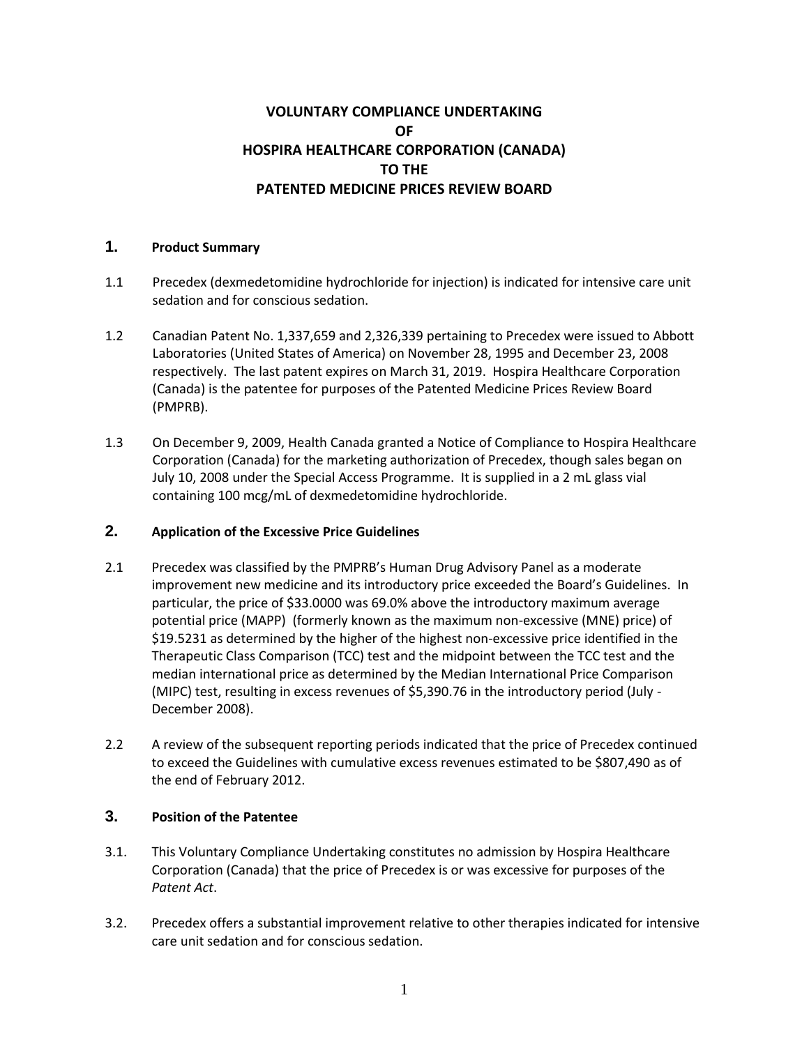# VOLUNTARY COMPLIANCE UNDERTAKING OF HOSPIRA HEALTHCARE CORPORATION (CANADA) TO THE PATENTED MEDICINE PRICES REVIEW BOARD

## 1. Product Summary

1.1 Precedex (dexmedetomidine hydrochloride for injection) is indicated for intensive care unit sedation and for conscious sedation.

1.2 Canadian Patent No. 1,337,659 and 2,326,339 pertaining to Precedex were issued to Abbott Laboratories (United States of America) on November 28, 1995 and December 23, 2008 respectively. The last patent expires on March 31, 2019. Hospira Healthcare Corporation (Canada) is the patentee for purposes of the Patented Medicine Prices Review Board (PMPRB).

1.3 On December 9, 2009, Health Canada granted a Notice of Compliance to Hospira Healthcare Corporation (Canada) for the marketing authorization of Precedex, though sales began on July 10, 2008 under the Special Access Programme. It is supplied in a 2 mL glass vial containing 100 mcg/mL of dexmedetomidine hydrochloride.

## 2. Application of the Excessive Price Guidelines

2.1 Precedex was classified by the PMPRB's Human Drug Advisory Panel as a moderate improvement new medicine and its introductory price exceeded the Board's Guidelines. In particular, the price of $33.0000 was 69.0% above the introductory maximum average potential price (MAPP) (formerly known as the maximum non-excessive (MNE) price) of $19.5231 as determined by the higher of the highest non-excessive price identified in the Therapeutic Class Comparison (TCC) test and the midpoint between the TCC test and the median international price as determined by the Median International Price Comparison (MIPC) test, resulting in excess revenues of $5,390.76 in the introductory period (July - December 2008).

2.2 A review of the subsequent reporting periods indicated that the price of Precedex continued to exceed the Guidelines with cumulative excess revenues estimated to be $807,490 as of the end of February 2012.

## 3. Position of the Patentee

3.1. This Voluntary Compliance Undertaking constitutes no admission by Hospira Healthcare Corporation (Canada) that the price of Precedex is or was excessive for purposes of the *Patent Act*.

3.2. Precedex offers a substantial improvement relative to other therapies indicated for intensive care unit sedation and for conscious sedation.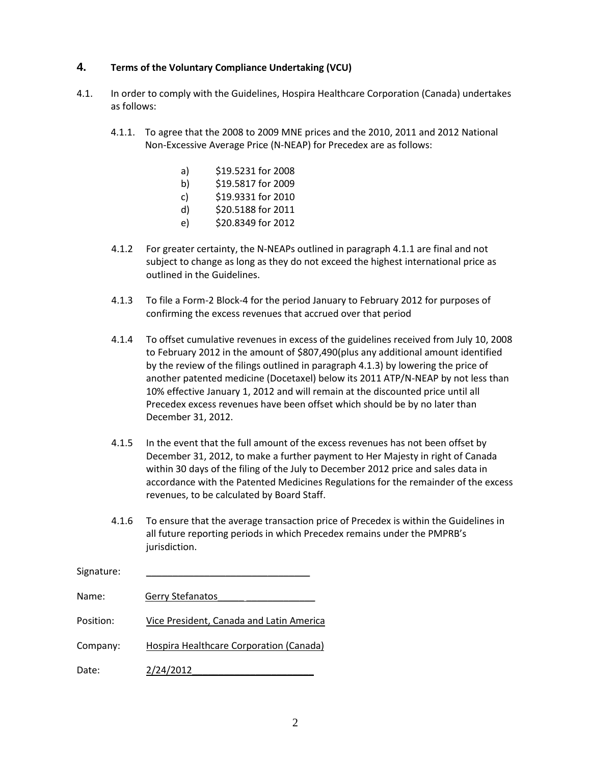## 4. Terms of the Voluntary Compliance Undertaking (VCU)

4.1. In order to comply with the Guidelines, Hospira Healthcare Corporation (Canada) undertakes as follows:

4.1.1. To agree that the 2008 to 2009 MNE prices and the 2010, 2011 and 2012 National Non-Excessive Average Price (N-NEAP) for Precedex are as follows:

- a) $19.5231 for 2008
- b) $19.5817 for 2009
- c) $19.9331 for 2010
- d) $20.5188 for 2011
- e) $20.8349 for 2012

4.1.2 For greater certainty, the N-NEAPs outlined in paragraph 4.1.1 are final and not subject to change as long as they do not exceed the highest international price as outlined in the Guidelines.

4.1.3 To file a Form-2 Block-4 for the period January to February 2012 for purposes of confirming the excess revenues that accrued over that period

4.1.4 To offset cumulative revenues in excess of the guidelines received from July 10, 2008 to February 2012 in the amount of $807,490(plus any additional amount identified by the review of the filings outlined in paragraph 4.1.3) by lowering the price of another patented medicine (Docetaxel) below its 2011 ATP/N-NEAP by not less than 10% effective January 1, 2012 and will remain at the discounted price until all Precedex excess revenues have been offset which should be by no later than December 31, 2012.

4.1.5 In the event that the full amount of the excess revenues has not been offset by December 31, 2012, to make a further payment to Her Majesty in right of Canada within 30 days of the filing of the July to December 2012 price and sales data in accordance with the Patented Medicines Regulations for the remainder of the excess revenues, to be calculated by Board Staff.

4.1.6 To ensure that the average transaction price of Precedex is within the Guidelines in all future reporting periods in which Precedex remains under the PMPRB's jurisdiction.

Signature: ______________________________

Name: Gerry Stefanatos

Position: Vice President, Canada and Latin America

Company: Hospira Healthcare Corporation (Canada)

Date: 2/24/2012